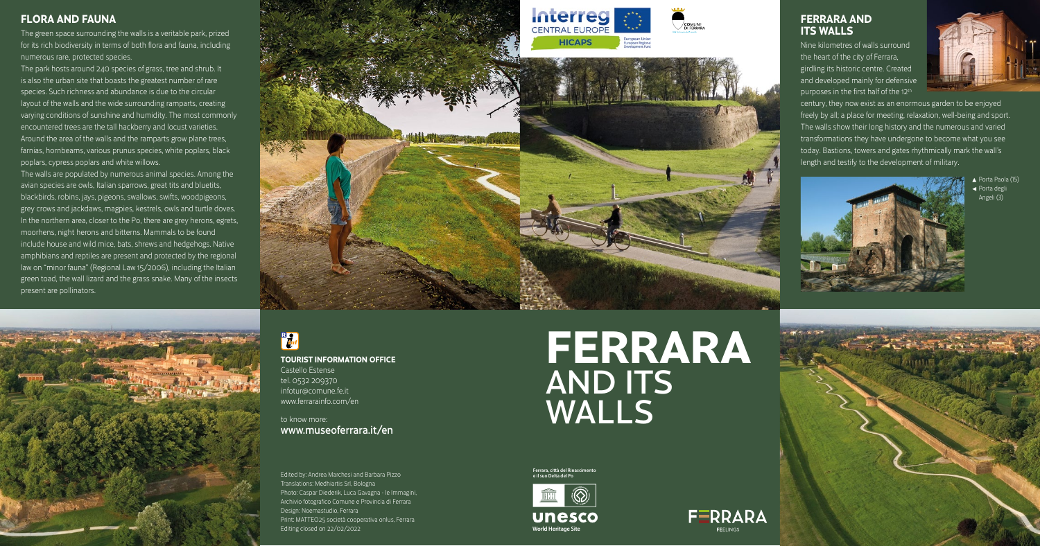## FLORA AND FAUNA

The green space surrounding the walls is a veritable park, prized for its rich biodiversity in terms of both flora and fauna, including numerous rare, protected species.

The park hosts around 240 species of grass, tree and shrub. It is also the urban site that boasts the greatest number of rare species. Such richness and abundance is due to the circular layout of the walls and the wide surrounding ramparts, creating varying conditions of sunshine and humidity. The most commonly encountered trees are the tall hackberry and locust varieties. Around the area of the walls and the ramparts grow plane trees, farnias, hornbeams, various prunus species, white poplars, black poplars, cypress poplars and white willows.

The walls are populated by numerous animal species. Among the avian species are owls, Italian sparrows, great tits and bluetits, blackbirds, robins, jays, pigeons, swallows, swifts, woodpigeons, grey crows and jackdaws, magpies, kestrels, owls and turtle doves. In the northern area, closer to the Po, there are grey herons, egrets, moorhens, night herons and bitterns. Mammals to be found include house and wild mice, bats, shrews and hedgehogs. Native amphibians and reptiles are present and protected by the regional law on "minor fauna" (Regional Law 15/2006), including the Italian green toad, the wall lizard and the grass snake. Many of the insects present are pollinators.

Interreg CENTRAL EUROPE
HICAPS
European Union
European Regional Development Fund

COMUNE DI FERRARA

## FERRARA AND ITS WALLS

Nine kilometres of walls surround the heart of the city of Ferrara, girdling its historic centre. Created and developed mainly for defensive purposes in the first half of the 12th century, they now exist as an enormous garden to be enjoyed freely by all; a place for meeting, relaxation, well-being and sport. The walls show their long history and the numerous and varied transformations they have undergone to become what you see today. Bastions, towers and gates rhythmically mark the wall's length and testify to the development of military.

▲ Porta Paola (15)
◄ Porta degli Angeli (3)

**TOURIST INFORMATION OFFICE**
Castello Estense
tel. 0532 209370
infotur@comune.fe.it
www.ferrarainfo.com/en

to know more:
**www.museoferrara.it/en**

Edited by: Andrea Marchesi and Barbara Pizzo
Translations: Medhiartis Srl, Bologna
Photo: Caspar Diederik, Luca Gavagna - le Immagini, Archivio fotografico Comune e Provincia di Ferrara
Design: Noemastudio, Ferrara
Print: MATTEO25 società cooperativa onlus, Ferrara
Editing closed on 22/02/2022

# FERRARA AND ITS WALLS

Ferrara, città del Rinascimento e il suo Delta del Po

unesco
World Heritage Site

FERRARA
FEELINGS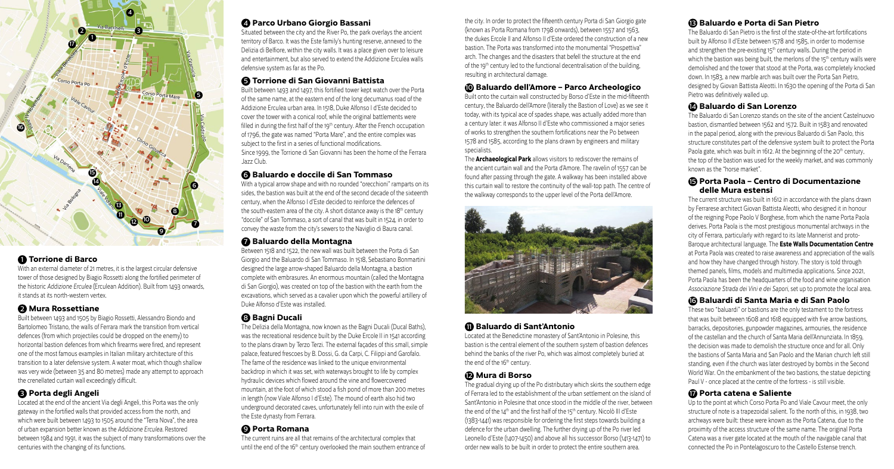## 1 Torrione di Barco

With an external diameter of 21 metres, it is the largest circular defensive tower of those designed by Biagio Rossetti along the fortified perimeter of the historic *Addizione Erculea* (Erculean Addition). Built from 1493 onwards, it stands at its north-western vertex.

## 2 Mura Rossettiane

Built between 1493 and 1505 by Biagio Rossetti, Alessandro Biondo and Bartolomeo Tristano, the walls of Ferrara mark the transition from vertical defences (from which projectiles could be dropped on the enemy) to horizontal bastion defences from which firearms were fired, and represent one of the most famous examples in Italian military architecture of this transition to a later defensive system. A water moat, which though shallow was very wide (between 35 and 80 metres) made any attempt to approach the crenellated curtain wall exceedingly difficult.

## 3 Porta degli Angeli

Located at the end of the ancient Via degli Angeli, this Porta was the only gateway in the fortified walls that provided access from the north, and which were built between 1493 to 1505 around the "Terra Nova", the area of urban expansion better known as the *Addizione Erculea*. Restored between 1984 and 1991, it was the subject of many transformations over the centuries with the changing of its functions.

## 4 Parco Urbano Giorgio Bassani

Situated between the city and the River Po, the park overlays the ancient territory of Barco. It was the Este family's hunting reserve, annexed to the Delizia di Belfiore, within the city walls. It was a place given over to leisure and entertainment, but also served to extend the Addizione Erculea walls defensive system as far as the Po.

## 5 Torrione di San Giovanni Battista

Built between 1493 and 1497, this fortified tower kept watch over the Porta of the same name, at the eastern end of the long decumanus road of the Addizione Erculea urban area. In 1518, Duke Alfonso I d'Este decided to cover the tower with a conical roof, while the original battlements were filled in during the first half of the 19th century. After the French occupation of 1796, the gate was named "Porta Mare", and the entire complex was subject to the first in a series of functional modifications.
Since 1999, the Torrione di San Giovanni has been the home of the Ferrara Jazz Club.

## 6 Baluardo e doccile di San Tommaso

With a typical arrow shape and with no rounded "orecchioni" ramparts on its sides, the bastion was built at the end of the second decade of the sixteenth century, when the Alfonso I d'Este decided to reinforce the defences of the south-eastern area of the city. A short distance away is the 18th century "doccile" of San Tommaso, a sort of canal that was built in 1524, in order to convey the waste from the city's sewers to the Naviglio di Baura canal.

## 7 Baluardo della Montagna

Between 1518 and 1522, the new wall was built between the Porta di San Giorgio and the Baluardo di San Tommaso. In 1518, Sebastiano Bonmartini designed the large arrow-shaped Baluardo della Montagna, a bastion complete with embrasures. An enormous mountain (called the Montagna di San Giorgio), was created on top of the bastion with the earth from the excavations, which served as a cavalier upon which the powerful artillery of Duke Alfonso d'Este was installed.

## 8 Bagni Ducali

The Delizia della Montagna, now known as the Bagni Ducali (Ducal Baths), was the recreational residence built by the Duke Ercole II in 1541 according to the plans drawn by Terzo Terzi. The external façades of this small, simple palace, featured frescoes by B. Dossi, G. da Carpi, C. Filippi and Garofalo. The fame of the residence was linked to the unique environmental backdrop in which it was set, with waterways brought to life by complex hydraulic devices which flowed around the vine and flowercovered mountain, at the foot of which stood a fish pond of more than 200 metres in length (now Viale Alfonso I d'Este). The mound of earth also hid two underground decorated caves, unfortunately fell into ruin with the exile of the Este dynasty from Ferrara.

## 9 Porta Romana

The current ruins are all that remains of the architectural complex that until the end of the 16th century overlooked the main southern entrance of the city. In order to protect the fifteenth century Porta di San Giorgio gate (known as Porta Romana from 1798 onwards), between 1557 and 1563, the dukes Ercole II and Alfonso II d'Este ordered the construction of a new bastion. The Porta was transformed into the monumental "Prospettiva" arch. The changes and the disasters that befell the structure at the end of the 19th century led to the functional decentralisation of the building, resulting in architectural damage.

## 10 Baluardo dell'Amore – Parco Archeologico

Built onto the curtain wall constructed by Borso d'Este in the mid-fifteenth century, the Baluardo dell'Amore (literally the Bastion of Love) as we see it today, with its typical ace of spades shape, was actually added more than a century later: it was Alfonso II d'Este who commissioned a major series of works to strengthen the southern fortifications near the Po between 1578 and 1585, according to the plans drawn by engineers and military specialists.
The **Archaeological Park** allows visitors to rediscover the remains of the ancient curtain wall and the Porta d'Amore. The ravelin of 1557 can be found after passing through the gate. A walkway has been installed above this curtain wall to restore the continuity of the wall-top path. The centre of the walkway corresponds to the upper level of the Porta dell'Amore.

## 11 Baluardo di Sant'Antonio

Located at the Benedictine monastery of Sant'Antonio in Polesine, this bastion is the central element of the southern system of bastion defences behind the banks of the river Po, which was almost completely buried at the end of the 16th century.

## 12 Mura di Borso

The gradual drying up of the Po distributary which skirts the southern edge of Ferrara led to the establishment of the urban settlement on the island of Sant'Antonio in Polesine that once stood in the middle of the river, between the end of the 14th and the first half of the 15th century. Nicolò III d'Este (1383-1441) was responsible for ordering the first steps towards building a defence for the urban dwelling. The further drying up of the Po river led Leonello d'Este (1407-1450) and above all his successor Borso (1413-1471) to order new walls to be built in order to protect the entire southern area.

## 13 Baluardo e Porta di San Pietro

The Baluardo di San Pietro is the first of the state-of-the-art fortifications built by Alfonso II d'Este between 1578 and 1585, in order to modernise and strengthen the pre-existing 15th century walls. During the period in which the bastion was being built, the merlons of the 15th century walls were demolished and the tower that stood at the Porta, was completely knocked down. In 1583, a new marble arch was built over the Porta San Pietro, designed by Giovan Battista Aleotti. In 1630 the opening of the Porta di San Pietro was definitively walled up.

## 14 Baluardo di San Lorenzo

The Baluardo di San Lorenzo stands on the site of the ancient Castelnuovo bastion, dismantled between 1562 and 1572. Built in 1583 and renovated in the papal period, along with the previous Baluardo di San Paolo, this structure constitutes part of the defensive system built to protect the Porta Paola gate, which was built in 1612. At the beginning of the 20th century, the top of the bastion was used for the weekly market, and was commonly known as the "horse market".

## 15 Porta Paola – Centro di Documentazione delle Mura estensi

The current structure was built in 1612 in accordance with the plans drawn by Ferrarese architect Giovan Battista Aleotti, who designed it in honour of the reigning Pope Paolo V Borghese, from which the name Porta Paola derives. Porta Paola is the most prestigious monumental archways in the city of Ferrara, particularly with regard to its late Mannerist and proto-Baroque architectural language. The **Este Walls Documentation Centre** at Porta Paola was created to raise awareness and appreciation of the walls and how they have changed through history. The story is told through themed panels, films, models and multimedia applications. Since 2021, Porta Paola has been the headquarters of the food and wine organisation *Associazione Strada dei Vini e dei Sapori*, set up to promote the local area.

## 16 Baluardi di Santa Maria e di San Paolo

These two "baluardi" or bastions are the only testament to the fortress that was built between 1608 and 1618 equipped with five arrow bastions, barracks, depositories, gunpowder magazines, armouries, the residence of the castellan and the church of Santa Maria dell'Annunziata. In 1859, the decision was made to demolish the structure once and for all. Only the bastions of Santa Maria and San Paolo and the Marian church left still standing, even if the church was later destroyed by bombs in the Second World War. On the embankment of the two bastions, the statue depicting Paul V - once placed at the centre of the fortress - is still visible.

## 17 Porta catena e Saliente

Up to the point at which Corso Porta Po and Viale Cavour meet, the only structure of note is a trapezoidal salient. To the north of this, in 1938, two archways were built: these were known as the Porta Catena, due to the proximity of the access structure of the same name. The original Porta Catena was a river gate located at the mouth of the navigable canal that connected the Po in Pontelagoscuro to the Castello Estense trench.